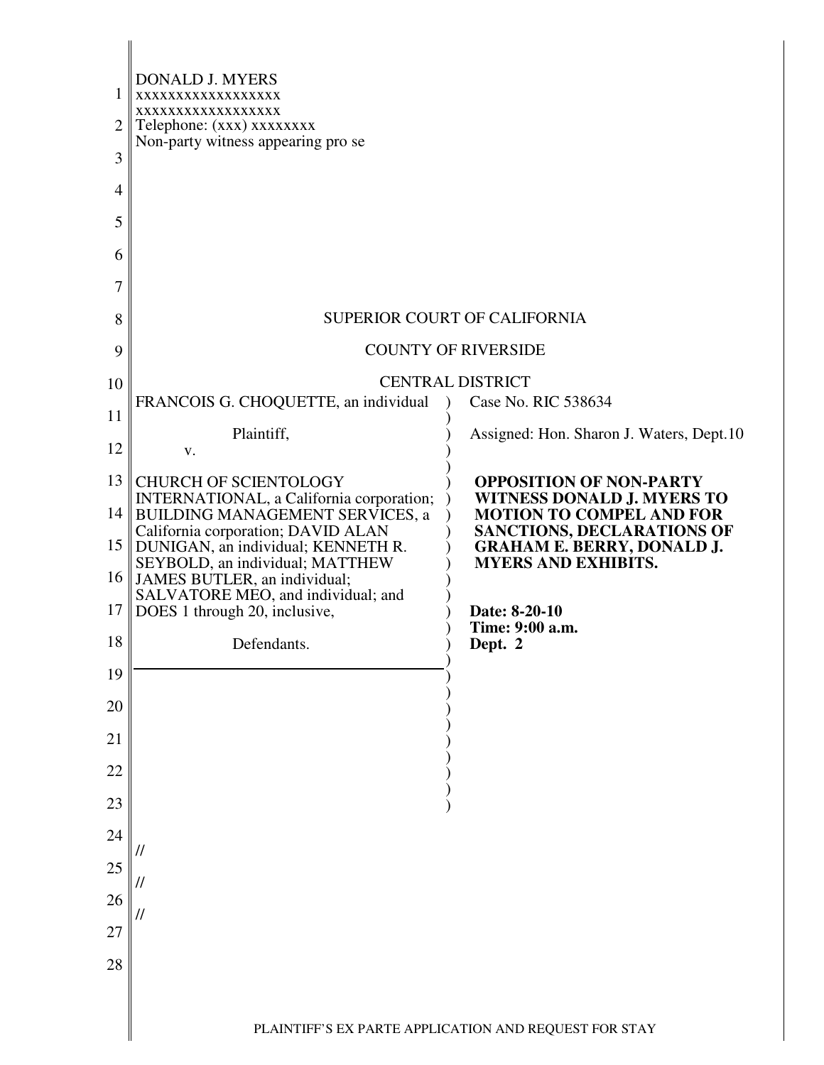DONALD J. MYERS
xxxxxxxxxxxxxxxxxx
xxxxxxxxxxxxxxxxxx
Telephone: (xxx) xxxxxxxx
Non-party witness appearing pro se

SUPERIOR COURT OF CALIFORNIA

COUNTY OF RIVERSIDE

CENTRAL DISTRICT

FRANCOIS G. CHOQUETTE, an individual

Plaintiff,

v.

CHURCH OF SCIENTOLOGY INTERNATIONAL, a California corporation; BUILDING MANAGEMENT SERVICES, a California corporation; DAVID ALAN DUNIGAN, an individual; KENNETH R. SEYBOLD, an individual; MATTHEW JAMES BUTLER, an individual; SALVATORE MEO, and individual; and DOES 1 through 20, inclusive,

Defendants.

Case No. RIC 538634

Assigned: Hon. Sharon J. Waters, Dept.10

**OPPOSITION OF NON-PARTY WITNESS DONALD J. MYERS TO MOTION TO COMPEL AND FOR SANCTIONS, DECLARATIONS OF GRAHAM E. BERRY, DONALD J. MYERS AND EXHIBITS.**

**Date: 8-20-10**
**Time: 9:00 a.m.**
**Dept. 2**

//

//

//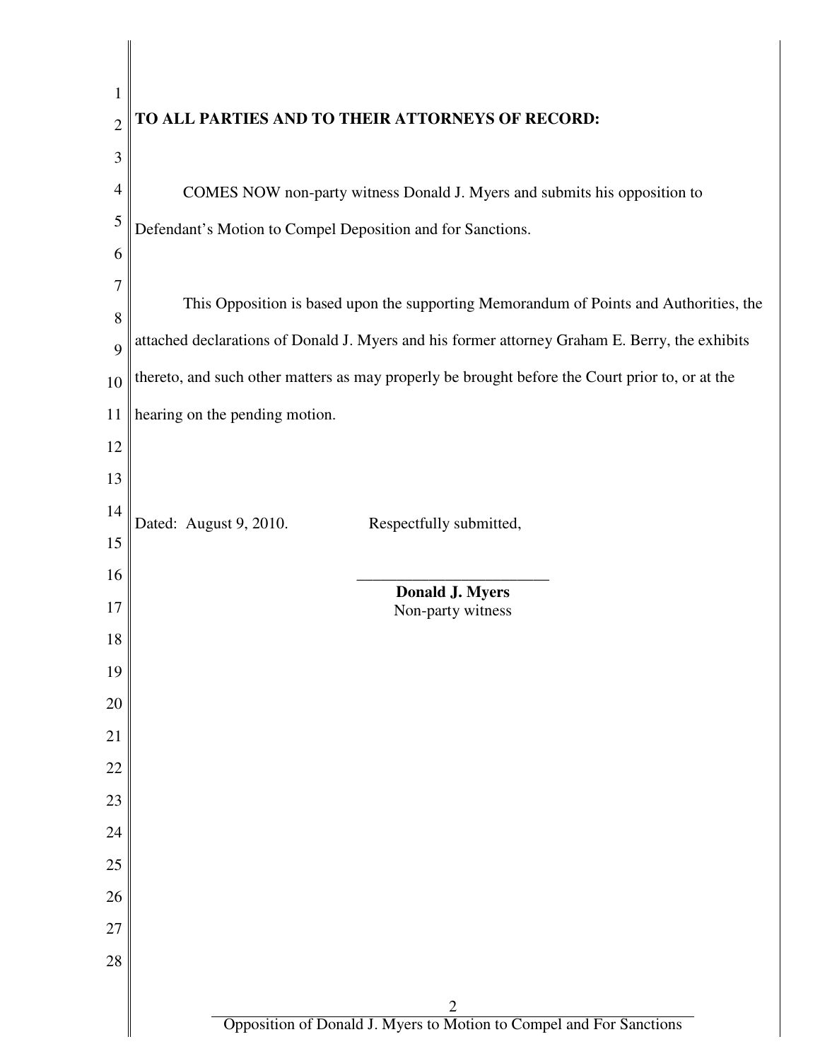**TO ALL PARTIES AND TO THEIR ATTORNEYS OF RECORD:**

COMES NOW non-party witness Donald J. Myers and submits his opposition to Defendant's Motion to Compel Deposition and for Sanctions.

This Opposition is based upon the supporting Memorandum of Points and Authorities, the attached declarations of Donald J. Myers and his former attorney Graham E. Berry, the exhibits thereto, and such other matters as may properly be brought before the Court prior to, or at the hearing on the pending motion.

Dated: August 9, 2010. Respectfully submitted,

\_\_\_\_\_\_\_\_\_\_\_\_\_\_\_\_\_\_\_\_\_\_\_\_

**Donald J. Myers**
Non-party witness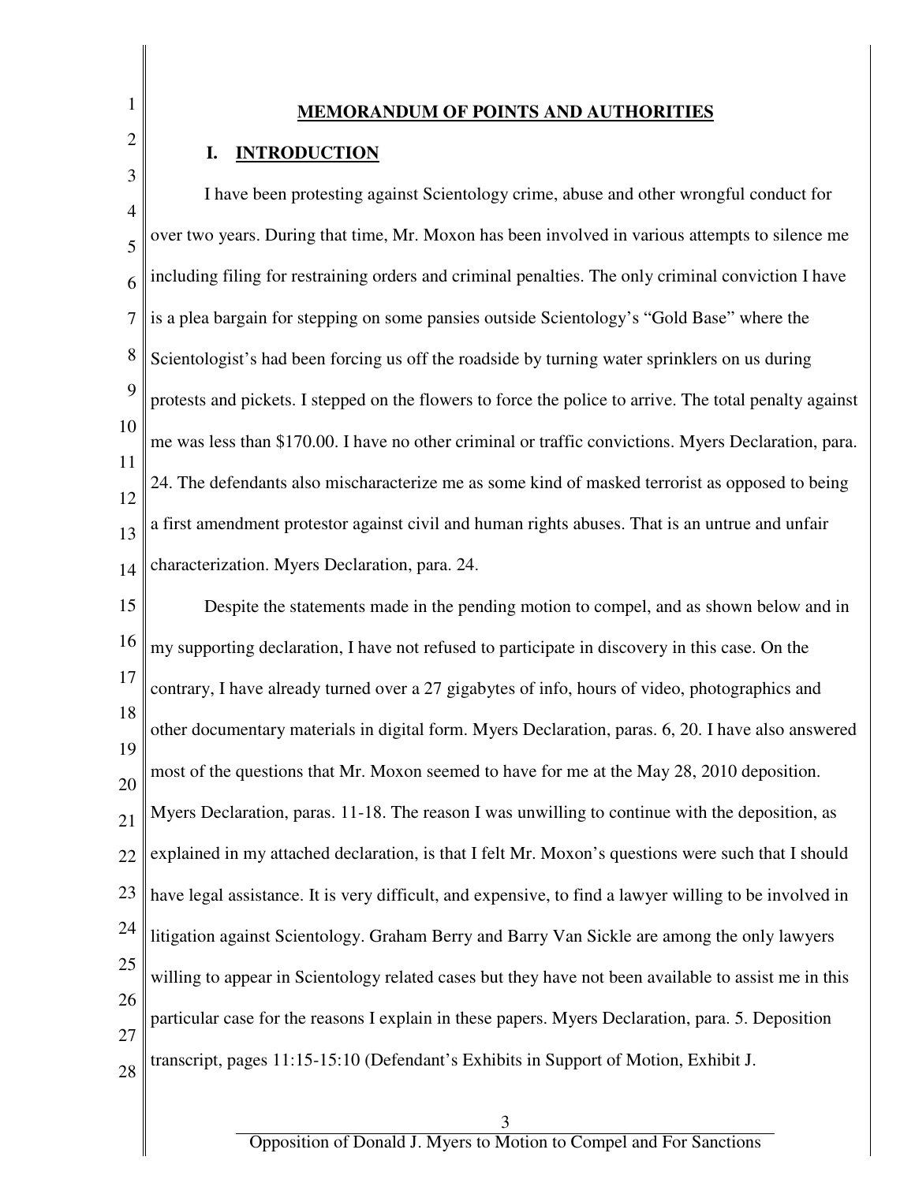# MEMORANDUM OF POINTS AND AUTHORITIES

## I. INTRODUCTION

I have been protesting against Scientology crime, abuse and other wrongful conduct for over two years. During that time, Mr. Moxon has been involved in various attempts to silence me including filing for restraining orders and criminal penalties. The only criminal conviction I have is a plea bargain for stepping on some pansies outside Scientology's "Gold Base" where the Scientologist's had been forcing us off the roadside by turning water sprinklers on us during protests and pickets. I stepped on the flowers to force the police to arrive. The total penalty against me was less than $170.00. I have no other criminal or traffic convictions. Myers Declaration, para. 24. The defendants also mischaracterize me as some kind of masked terrorist as opposed to being a first amendment protestor against civil and human rights abuses. That is an untrue and unfair characterization. Myers Declaration, para. 24.

Despite the statements made in the pending motion to compel, and as shown below and in my supporting declaration, I have not refused to participate in discovery in this case. On the contrary, I have already turned over a 27 gigabytes of info, hours of video, photographics and other documentary materials in digital form. Myers Declaration, paras. 6, 20. I have also answered most of the questions that Mr. Moxon seemed to have for me at the May 28, 2010 deposition. Myers Declaration, paras. 11-18. The reason I was unwilling to continue with the deposition, as explained in my attached declaration, is that I felt Mr. Moxon's questions were such that I should have legal assistance. It is very difficult, and expensive, to find a lawyer willing to be involved in litigation against Scientology. Graham Berry and Barry Van Sickle are among the only lawyers willing to appear in Scientology related cases but they have not been available to assist me in this particular case for the reasons I explain in these papers. Myers Declaration, para. 5. Deposition transcript, pages 11:15-15:10 (Defendant's Exhibits in Support of Motion, Exhibit J.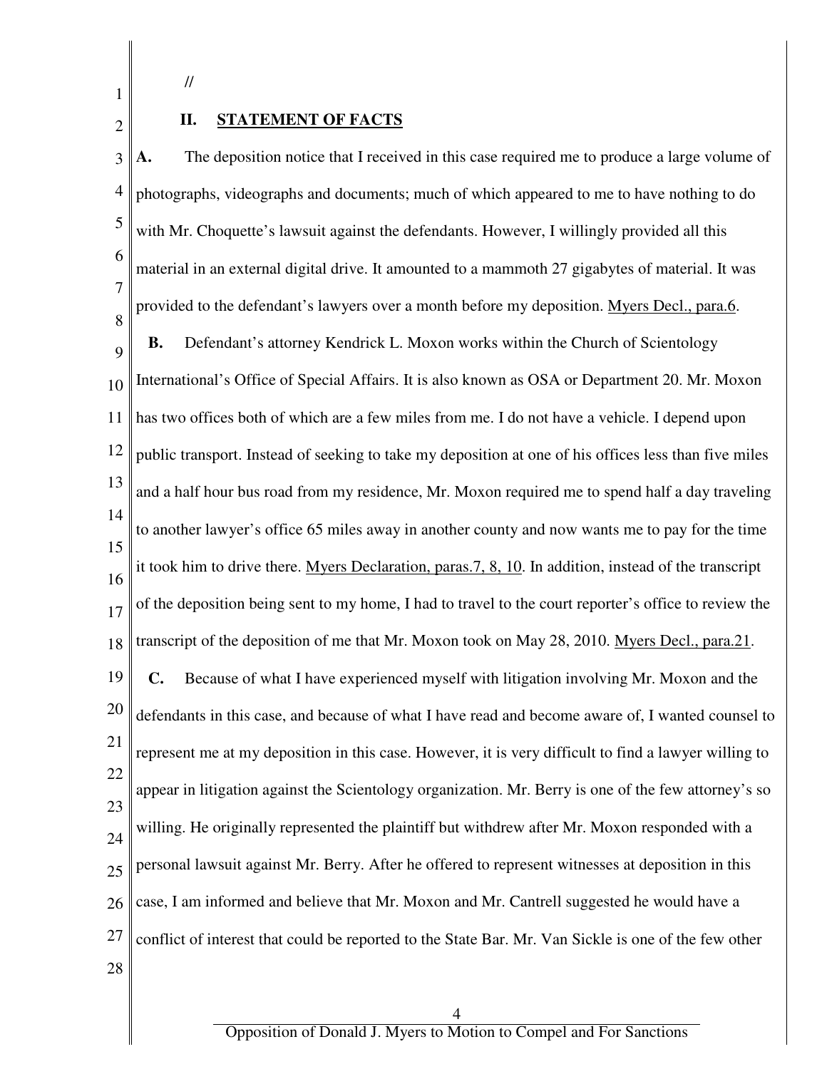//

## II. STATEMENT OF FACTS

**A.** The deposition notice that I received in this case required me to produce a large volume of photographs, videographs and documents; much of which appeared to me to have nothing to do with Mr. Choquette's lawsuit against the defendants. However, I willingly provided all this material in an external digital drive. It amounted to a mammoth 27 gigabytes of material. It was provided to the defendant's lawyers over a month before my deposition. Myers Decl., para.6.

**B.** Defendant's attorney Kendrick L. Moxon works within the Church of Scientology International's Office of Special Affairs. It is also known as OSA or Department 20. Mr. Moxon has two offices both of which are a few miles from me. I do not have a vehicle. I depend upon public transport. Instead of seeking to take my deposition at one of his offices less than five miles and a half hour bus road from my residence, Mr. Moxon required me to spend half a day traveling to another lawyer's office 65 miles away in another county and now wants me to pay for the time it took him to drive there. Myers Declaration, paras.7, 8, 10. In addition, instead of the transcript of the deposition being sent to my home, I had to travel to the court reporter's office to review the transcript of the deposition of me that Mr. Moxon took on May 28, 2010. Myers Decl., para.21.

**C.** Because of what I have experienced myself with litigation involving Mr. Moxon and the defendants in this case, and because of what I have read and become aware of, I wanted counsel to represent me at my deposition in this case. However, it is very difficult to find a lawyer willing to appear in litigation against the Scientology organization. Mr. Berry is one of the few attorney's so willing. He originally represented the plaintiff but withdrew after Mr. Moxon responded with a personal lawsuit against Mr. Berry. After he offered to represent witnesses at deposition in this case, I am informed and believe that Mr. Moxon and Mr. Cantrell suggested he would have a conflict of interest that could be reported to the State Bar. Mr. Van Sickle is one of the few other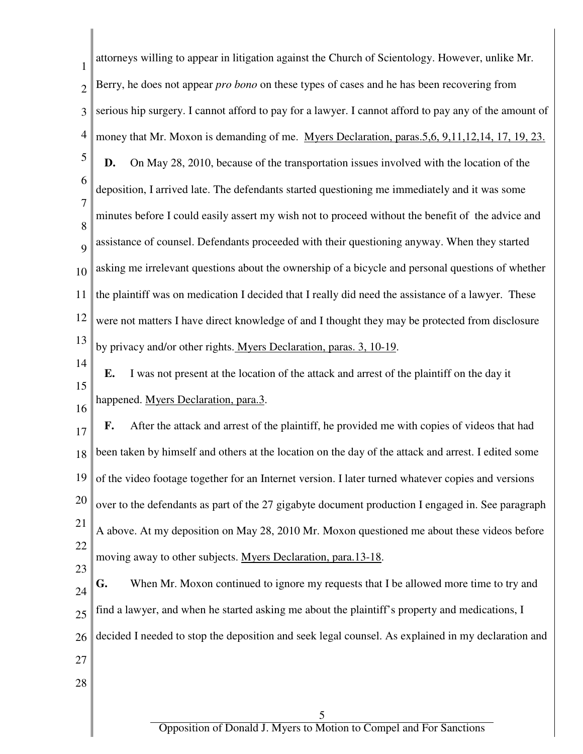attorneys willing to appear in litigation against the Church of Scientology. However, unlike Mr. Berry, he does not appear *pro bono* on these types of cases and he has been recovering from serious hip surgery. I cannot afford to pay for a lawyer. I cannot afford to pay any of the amount of money that Mr. Moxon is demanding of me. Myers Declaration, paras.5,6, 9,11,12,14, 17, 19, 23.

**D.** On May 28, 2010, because of the transportation issues involved with the location of the deposition, I arrived late. The defendants started questioning me immediately and it was some minutes before I could easily assert my wish not to proceed without the benefit of the advice and assistance of counsel. Defendants proceeded with their questioning anyway. When they started asking me irrelevant questions about the ownership of a bicycle and personal questions of whether the plaintiff was on medication I decided that I really did need the assistance of a lawyer. These were not matters I have direct knowledge of and I thought they may be protected from disclosure by privacy and/or other rights. Myers Declaration, paras. 3, 10-19.

**E.** I was not present at the location of the attack and arrest of the plaintiff on the day it happened. Myers Declaration, para.3.

**F.** After the attack and arrest of the plaintiff, he provided me with copies of videos that had been taken by himself and others at the location on the day of the attack and arrest. I edited some of the video footage together for an Internet version. I later turned whatever copies and versions over to the defendants as part of the 27 gigabyte document production I engaged in. See paragraph A above. At my deposition on May 28, 2010 Mr. Moxon questioned me about these videos before moving away to other subjects. Myers Declaration, para.13-18.

**G.** When Mr. Moxon continued to ignore my requests that I be allowed more time to try and find a lawyer, and when he started asking me about the plaintiff's property and medications, I decided I needed to stop the deposition and seek legal counsel. As explained in my declaration and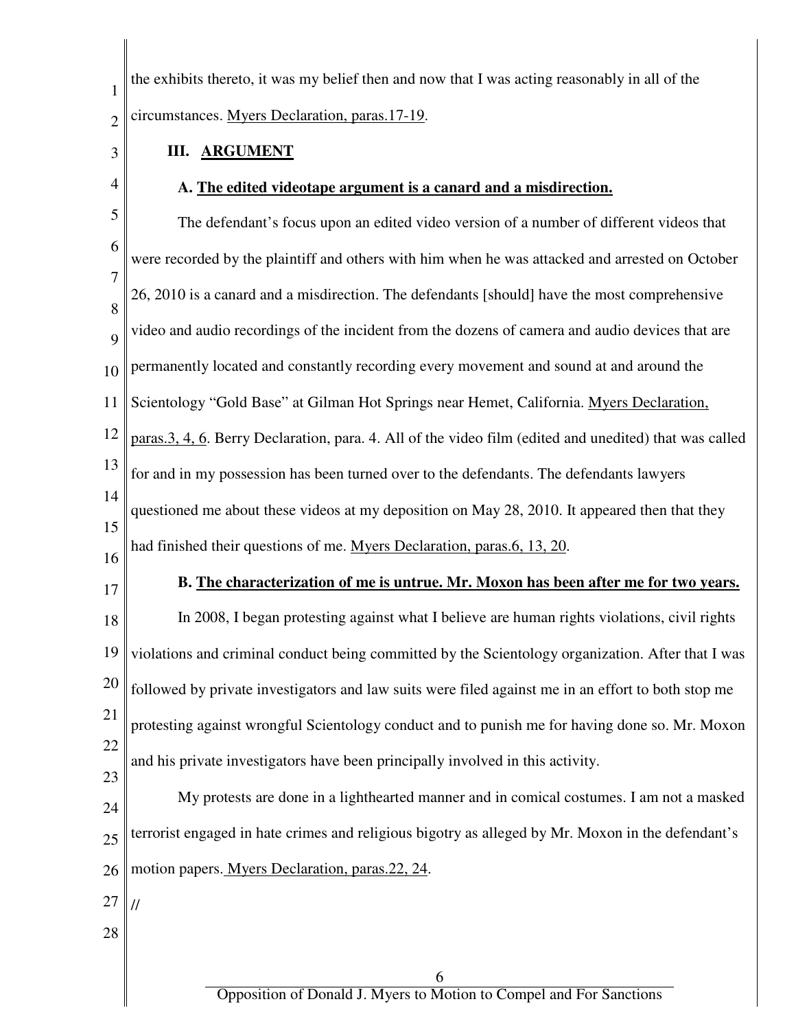the exhibits thereto, it was my belief then and now that I was acting reasonably in all of the circumstances. Myers Declaration, paras.17-19.

## III. ARGUMENT

### A. The edited videotape argument is a canard and a misdirection.

The defendant's focus upon an edited video version of a number of different videos that were recorded by the plaintiff and others with him when he was attacked and arrested on October 26, 2010 is a canard and a misdirection. The defendants [should] have the most comprehensive video and audio recordings of the incident from the dozens of camera and audio devices that are permanently located and constantly recording every movement and sound at and around the Scientology "Gold Base" at Gilman Hot Springs near Hemet, California. Myers Declaration, paras.3, 4, 6. Berry Declaration, para. 4. All of the video film (edited and unedited) that was called for and in my possession has been turned over to the defendants. The defendants lawyers questioned me about these videos at my deposition on May 28, 2010. It appeared then that they had finished their questions of me. Myers Declaration, paras.6, 13, 20.

### B. The characterization of me is untrue. Mr. Moxon has been after me for two years.

In 2008, I began protesting against what I believe are human rights violations, civil rights violations and criminal conduct being committed by the Scientology organization. After that I was followed by private investigators and law suits were filed against me in an effort to both stop me protesting against wrongful Scientology conduct and to punish me for having done so. Mr. Moxon and his private investigators have been principally involved in this activity.

My protests are done in a lighthearted manner and in comical costumes. I am not a masked terrorist engaged in hate crimes and religious bigotry as alleged by Mr. Moxon in the defendant's motion papers. Myers Declaration, paras.22, 24.

//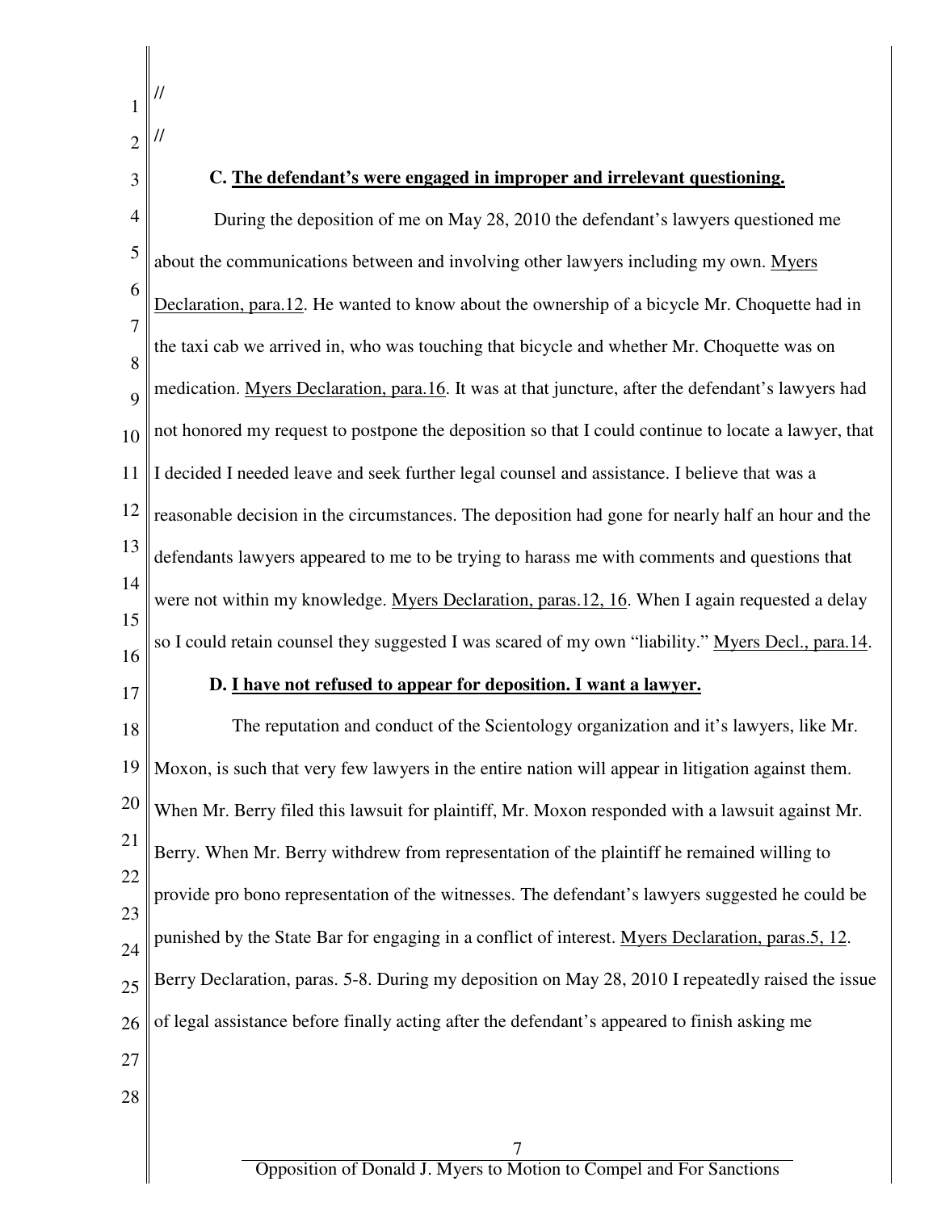//

//

**C. <u>The defendant's were engaged in improper and irrelevant questioning.</u>**

During the deposition of me on May 28, 2010 the defendant's lawyers questioned me about the communications between and involving other lawyers including my own. <u>Myers Declaration, para.12</u>. He wanted to know about the ownership of a bicycle Mr. Choquette had in the taxi cab we arrived in, who was touching that bicycle and whether Mr. Choquette was on medication. <u>Myers Declaration, para.16</u>. It was at that juncture, after the defendant's lawyers had not honored my request to postpone the deposition so that I could continue to locate a lawyer, that I decided I needed leave and seek further legal counsel and assistance. I believe that was a reasonable decision in the circumstances. The deposition had gone for nearly half an hour and the defendants lawyers appeared to me to be trying to harass me with comments and questions that were not within my knowledge. <u>Myers Declaration, paras.12, 16</u>. When I again requested a delay so I could retain counsel they suggested I was scared of my own "liability." <u>Myers Decl., para.14</u>.

**D. <u>I have not refused to appear for deposition. I want a lawyer.</u>**

The reputation and conduct of the Scientology organization and it's lawyers, like Mr. Moxon, is such that very few lawyers in the entire nation will appear in litigation against them. When Mr. Berry filed this lawsuit for plaintiff, Mr. Moxon responded with a lawsuit against Mr. Berry. When Mr. Berry withdrew from representation of the plaintiff he remained willing to provide pro bono representation of the witnesses. The defendant's lawyers suggested he could be punished by the State Bar for engaging in a conflict of interest. <u>Myers Declaration, paras.5, 12</u>. Berry Declaration, paras. 5-8. During my deposition on May 28, 2010 I repeatedly raised the issue of legal assistance before finally acting after the defendant's appeared to finish asking me

Opposition of Donald J. Myers to Motion to Compel and For Sanctions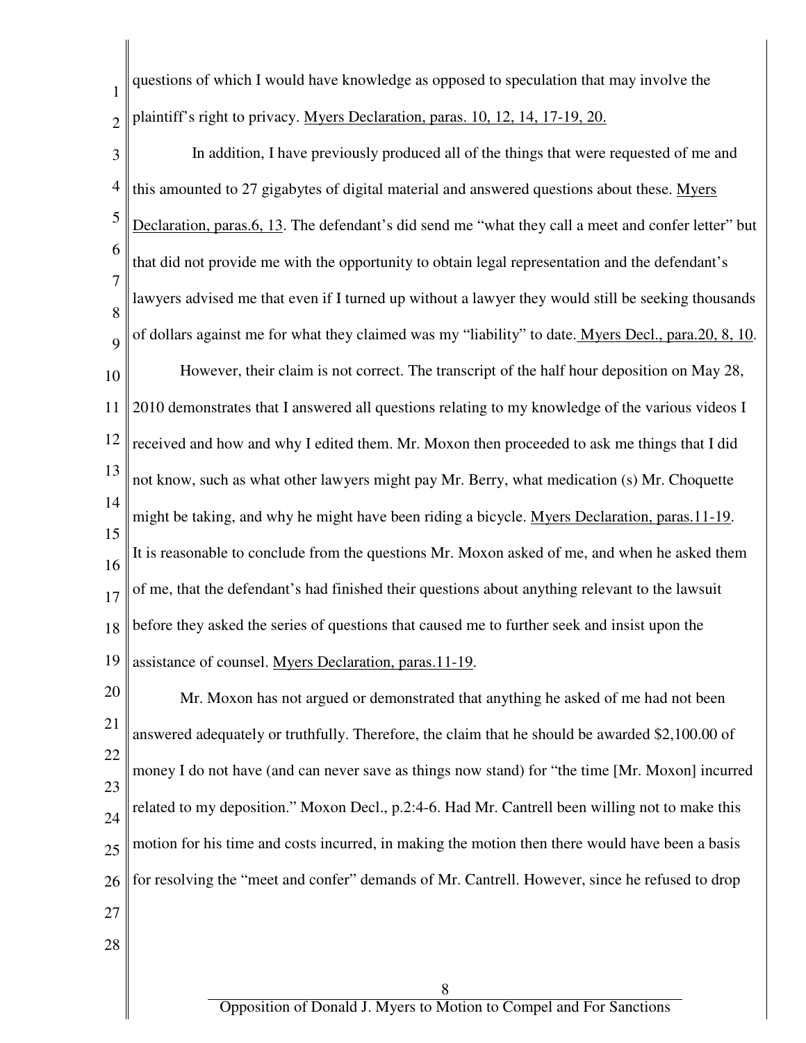questions of which I would have knowledge as opposed to speculation that may involve the plaintiff's right to privacy. Myers Declaration, paras. 10, 12, 14, 17-19, 20.

In addition, I have previously produced all of the things that were requested of me and this amounted to 27 gigabytes of digital material and answered questions about these. Myers Declaration, paras.6, 13. The defendant's did send me "what they call a meet and confer letter" but that did not provide me with the opportunity to obtain legal representation and the defendant's lawyers advised me that even if I turned up without a lawyer they would still be seeking thousands of dollars against me for what they claimed was my "liability" to date. Myers Decl., para.20, 8, 10.

However, their claim is not correct. The transcript of the half hour deposition on May 28, 2010 demonstrates that I answered all questions relating to my knowledge of the various videos I received and how and why I edited them. Mr. Moxon then proceeded to ask me things that I did not know, such as what other lawyers might pay Mr. Berry, what medication (s) Mr. Choquette might be taking, and why he might have been riding a bicycle. Myers Declaration, paras.11-19. It is reasonable to conclude from the questions Mr. Moxon asked of me, and when he asked them of me, that the defendant's had finished their questions about anything relevant to the lawsuit before they asked the series of questions that caused me to further seek and insist upon the assistance of counsel. Myers Declaration, paras.11-19.

Mr. Moxon has not argued or demonstrated that anything he asked of me had not been answered adequately or truthfully. Therefore, the claim that he should be awarded $2,100.00 of money I do not have (and can never save as things now stand) for "the time [Mr. Moxon] incurred related to my deposition." Moxon Decl., p.2:4-6. Had Mr. Cantrell been willing not to make this motion for his time and costs incurred, in making the motion then there would have been a basis for resolving the "meet and confer" demands of Mr. Cantrell. However, since he refused to drop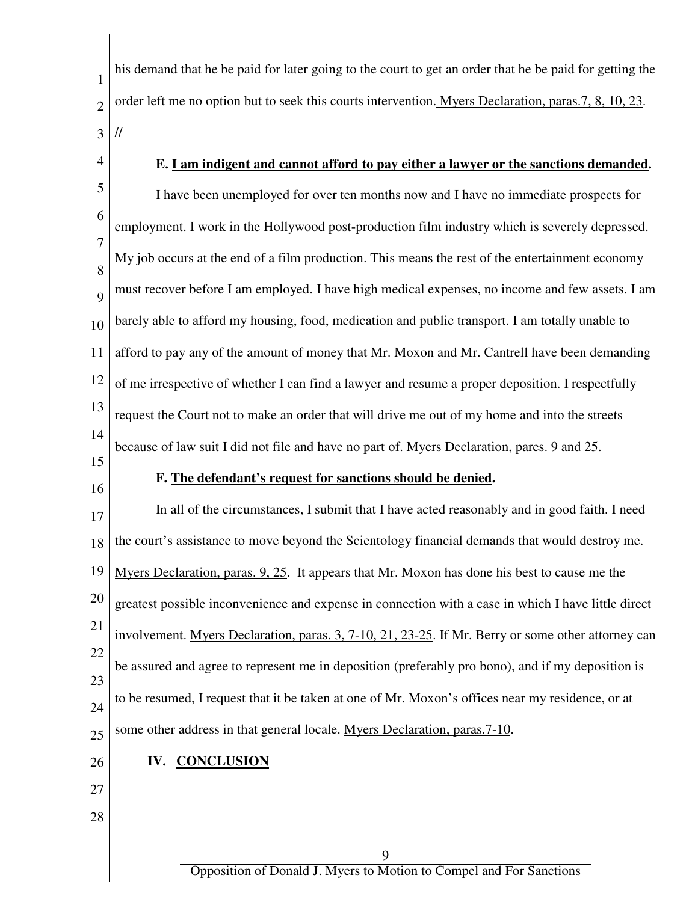his demand that he be paid for later going to the court to get an order that he be paid for getting the order left me no option but to seek this courts intervention. Myers Declaration, paras.7, 8, 10, 23.

//

**E. I am indigent and cannot afford to pay either a lawyer or the sanctions demanded.**

I have been unemployed for over ten months now and I have no immediate prospects for employment. I work in the Hollywood post-production film industry which is severely depressed. My job occurs at the end of a film production. This means the rest of the entertainment economy must recover before I am employed. I have high medical expenses, no income and few assets. I am barely able to afford my housing, food, medication and public transport. I am totally unable to afford to pay any of the amount of money that Mr. Moxon and Mr. Cantrell have been demanding of me irrespective of whether I can find a lawyer and resume a proper deposition. I respectfully request the Court not to make an order that will drive me out of my home and into the streets because of law suit I did not file and have no part of. Myers Declaration, pares. 9 and 25.

**F. The defendant's request for sanctions should be denied.**

In all of the circumstances, I submit that I have acted reasonably and in good faith. I need the court's assistance to move beyond the Scientology financial demands that would destroy me. Myers Declaration, paras. 9, 25. It appears that Mr. Moxon has done his best to cause me the greatest possible inconvenience and expense in connection with a case in which I have little direct involvement. Myers Declaration, paras. 3, 7-10, 21, 23-25. If Mr. Berry or some other attorney can be assured and agree to represent me in deposition (preferably pro bono), and if my deposition is to be resumed, I request that it be taken at one of Mr. Moxon's offices near my residence, or at some other address in that general locale. Myers Declaration, paras.7-10.

## IV. CONCLUSION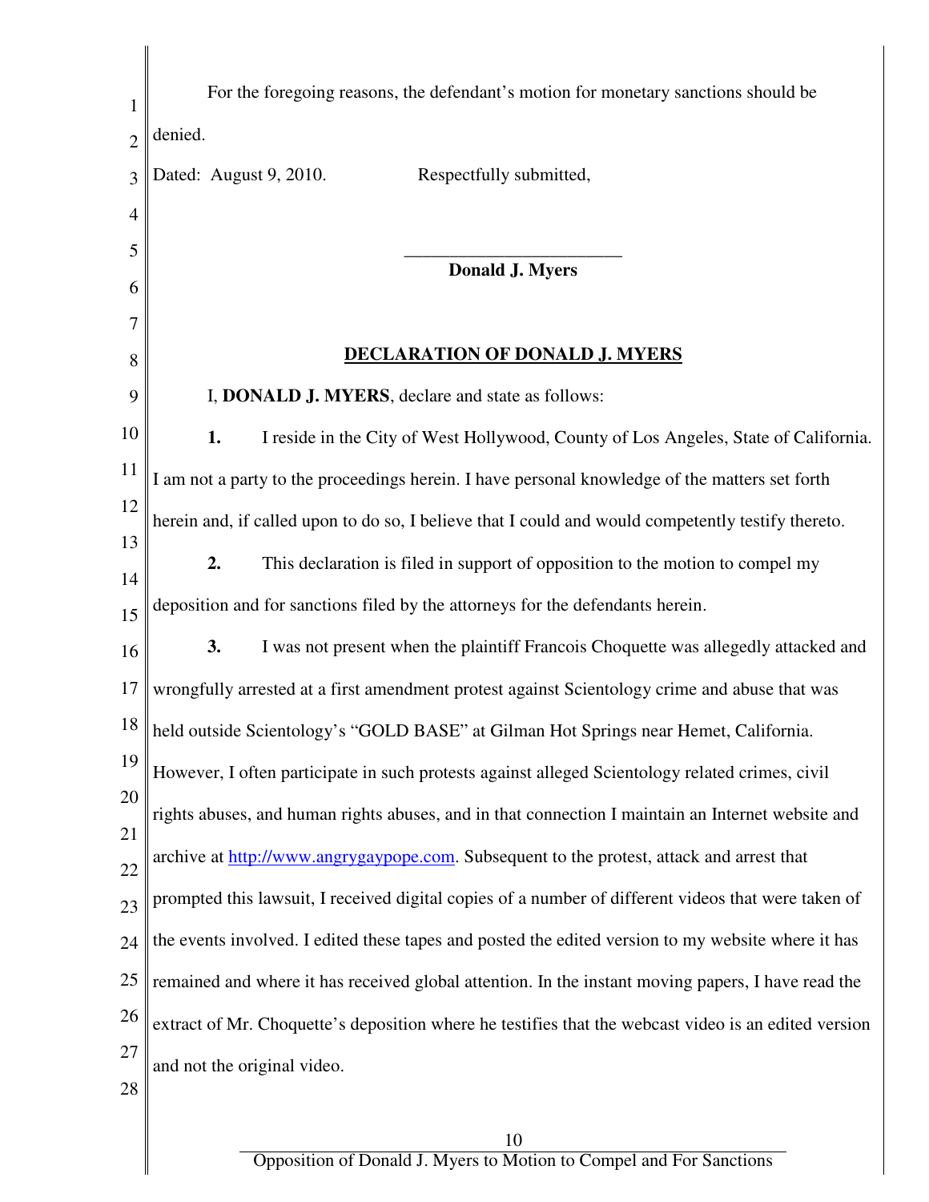For the foregoing reasons, the defendant's motion for monetary sanctions should be denied.

Dated: August 9, 2010. Respectfully submitted,

\_\_\_\_\_\_\_\_\_\_\_\_\_\_\_\_\_\_\_\_\_\_\_\_

**Donald J. Myers**

## DECLARATION OF DONALD J. MYERS

I, **DONALD J. MYERS**, declare and state as follows:

**1.** I reside in the City of West Hollywood, County of Los Angeles, State of California. I am not a party to the proceedings herein. I have personal knowledge of the matters set forth herein and, if called upon to do so, I believe that I could and would competently testify thereto.

**2.** This declaration is filed in support of opposition to the motion to compel my deposition and for sanctions filed by the attorneys for the defendants herein.

**3.** I was not present when the plaintiff Francois Choquette was allegedly attacked and wrongfully arrested at a first amendment protest against Scientology crime and abuse that was held outside Scientology's "GOLD BASE" at Gilman Hot Springs near Hemet, California. However, I often participate in such protests against alleged Scientology related crimes, civil rights abuses, and human rights abuses, and in that connection I maintain an Internet website and archive at [http://www.angrygaypope.com](http://www.angrygaypope.com). Subsequent to the protest, attack and arrest that prompted this lawsuit, I received digital copies of a number of different videos that were taken of the events involved. I edited these tapes and posted the edited version to my website where it has remained and where it has received global attention. In the instant moving papers, I have read the extract of Mr. Choquette's deposition where he testifies that the webcast video is an edited version and not the original video.

Opposition of Donald J. Myers to Motion to Compel and For Sanctions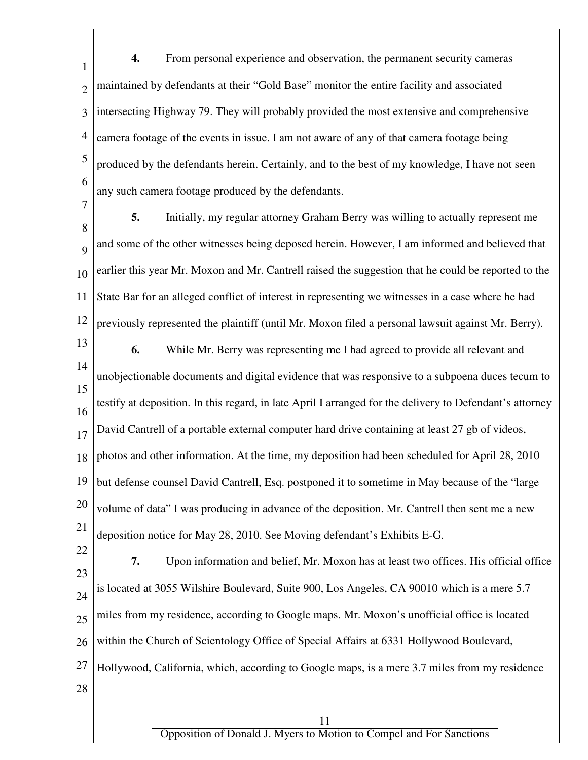**4.** From personal experience and observation, the permanent security cameras maintained by defendants at their "Gold Base" monitor the entire facility and associated intersecting Highway 79. They will probably provided the most extensive and comprehensive camera footage of the events in issue. I am not aware of any of that camera footage being produced by the defendants herein. Certainly, and to the best of my knowledge, I have not seen any such camera footage produced by the defendants.

**5.** Initially, my regular attorney Graham Berry was willing to actually represent me and some of the other witnesses being deposed herein. However, I am informed and believed that earlier this year Mr. Moxon and Mr. Cantrell raised the suggestion that he could be reported to the State Bar for an alleged conflict of interest in representing we witnesses in a case where he had previously represented the plaintiff (until Mr. Moxon filed a personal lawsuit against Mr. Berry).

**6.** While Mr. Berry was representing me I had agreed to provide all relevant and unobjectionable documents and digital evidence that was responsive to a subpoena duces tecum to testify at deposition. In this regard, in late April I arranged for the delivery to Defendant's attorney David Cantrell of a portable external computer hard drive containing at least 27 gb of videos, photos and other information. At the time, my deposition had been scheduled for April 28, 2010 but defense counsel David Cantrell, Esq. postponed it to sometime in May because of the "large volume of data" I was producing in advance of the deposition. Mr. Cantrell then sent me a new deposition notice for May 28, 2010. See Moving defendant's Exhibits E-G.

**7.** Upon information and belief, Mr. Moxon has at least two offices. His official office is located at 3055 Wilshire Boulevard, Suite 900, Los Angeles, CA 90010 which is a mere 5.7 miles from my residence, according to Google maps. Mr. Moxon's unofficial office is located within the Church of Scientology Office of Special Affairs at 6331 Hollywood Boulevard, Hollywood, California, which, according to Google maps, is a mere 3.7 miles from my residence

Opposition of Donald J. Myers to Motion to Compel and For Sanctions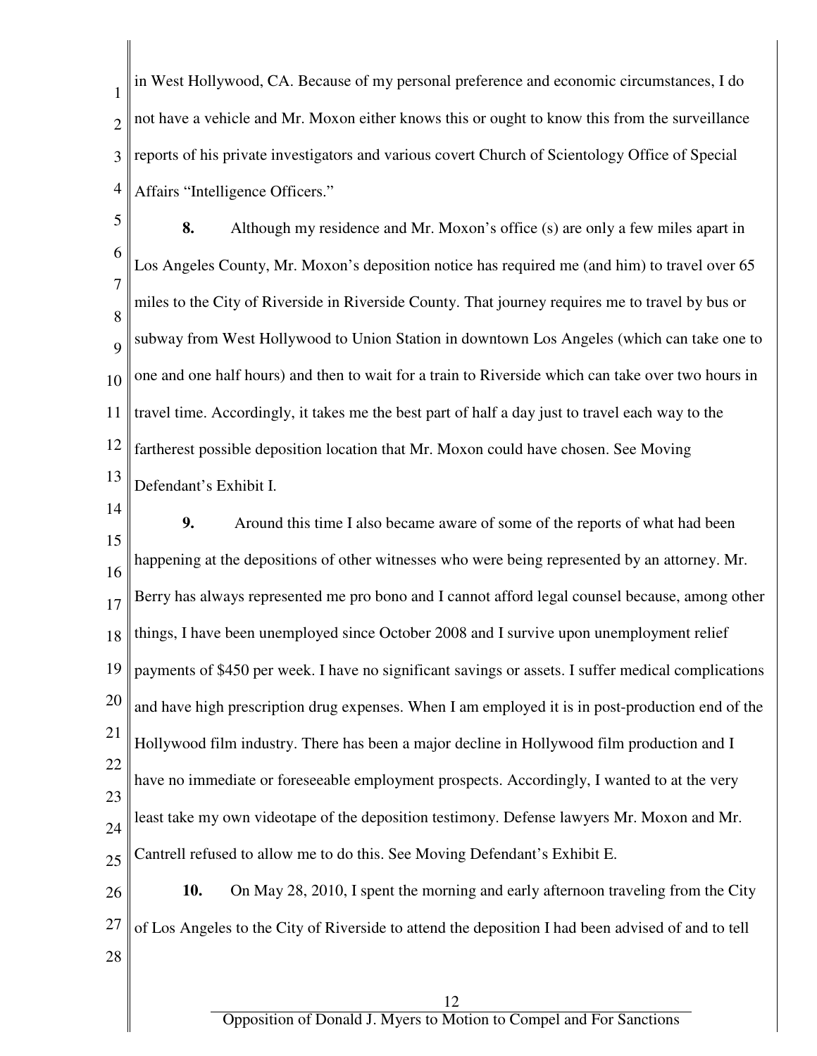in West Hollywood, CA. Because of my personal preference and economic circumstances, I do not have a vehicle and Mr. Moxon either knows this or ought to know this from the surveillance reports of his private investigators and various covert Church of Scientology Office of Special Affairs "Intelligence Officers."

**8.** Although my residence and Mr. Moxon's office (s) are only a few miles apart in Los Angeles County, Mr. Moxon's deposition notice has required me (and him) to travel over 65 miles to the City of Riverside in Riverside County. That journey requires me to travel by bus or subway from West Hollywood to Union Station in downtown Los Angeles (which can take one to one and one half hours) and then to wait for a train to Riverside which can take over two hours in travel time. Accordingly, it takes me the best part of half a day just to travel each way to the fartherest possible deposition location that Mr. Moxon could have chosen. See Moving Defendant's Exhibit I.

**9.** Around this time I also became aware of some of the reports of what had been happening at the depositions of other witnesses who were being represented by an attorney. Mr. Berry has always represented me pro bono and I cannot afford legal counsel because, among other things, I have been unemployed since October 2008 and I survive upon unemployment relief payments of $450 per week. I have no significant savings or assets. I suffer medical complications and have high prescription drug expenses. When I am employed it is in post-production end of the Hollywood film industry. There has been a major decline in Hollywood film production and I have no immediate or foreseeable employment prospects. Accordingly, I wanted to at the very least take my own videotape of the deposition testimony. Defense lawyers Mr. Moxon and Mr. Cantrell refused to allow me to do this. See Moving Defendant's Exhibit E.

**10.** On May 28, 2010, I spent the morning and early afternoon traveling from the City of Los Angeles to the City of Riverside to attend the deposition I had been advised of and to tell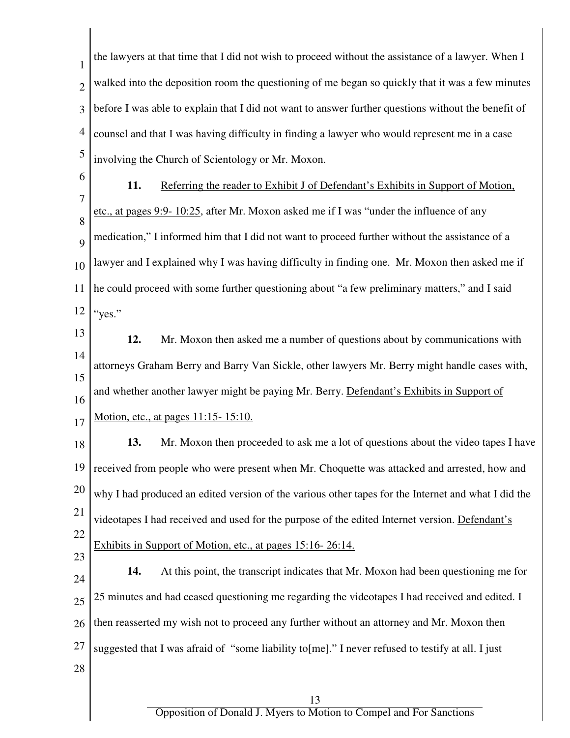the lawyers at that time that I did not wish to proceed without the assistance of a lawyer. When I walked into the deposition room the questioning of me began so quickly that it was a few minutes before I was able to explain that I did not want to answer further questions without the benefit of counsel and that I was having difficulty in finding a lawyer who would represent me in a case involving the Church of Scientology or Mr. Moxon.

**11.** Referring the reader to Exhibit J of Defendant's Exhibits in Support of Motion, etc., at pages 9:9- 10:25, after Mr. Moxon asked me if I was "under the influence of any medication," I informed him that I did not want to proceed further without the assistance of a lawyer and I explained why I was having difficulty in finding one. Mr. Moxon then asked me if he could proceed with some further questioning about "a few preliminary matters," and I said "yes."

**12.** Mr. Moxon then asked me a number of questions about by communications with attorneys Graham Berry and Barry Van Sickle, other lawyers Mr. Berry might handle cases with, and whether another lawyer might be paying Mr. Berry. Defendant's Exhibits in Support of Motion, etc., at pages 11:15- 15:10.

**13.** Mr. Moxon then proceeded to ask me a lot of questions about the video tapes I have received from people who were present when Mr. Choquette was attacked and arrested, how and why I had produced an edited version of the various other tapes for the Internet and what I did the videotapes I had received and used for the purpose of the edited Internet version. Defendant's Exhibits in Support of Motion, etc., at pages 15:16- 26:14.

**14.** At this point, the transcript indicates that Mr. Moxon had been questioning me for 25 minutes and had ceased questioning me regarding the videotapes I had received and edited. I then reasserted my wish not to proceed any further without an attorney and Mr. Moxon then suggested that I was afraid of "some liability to[me]." I never refused to testify at all. I just

Opposition of Donald J. Myers to Motion to Compel and For Sanctions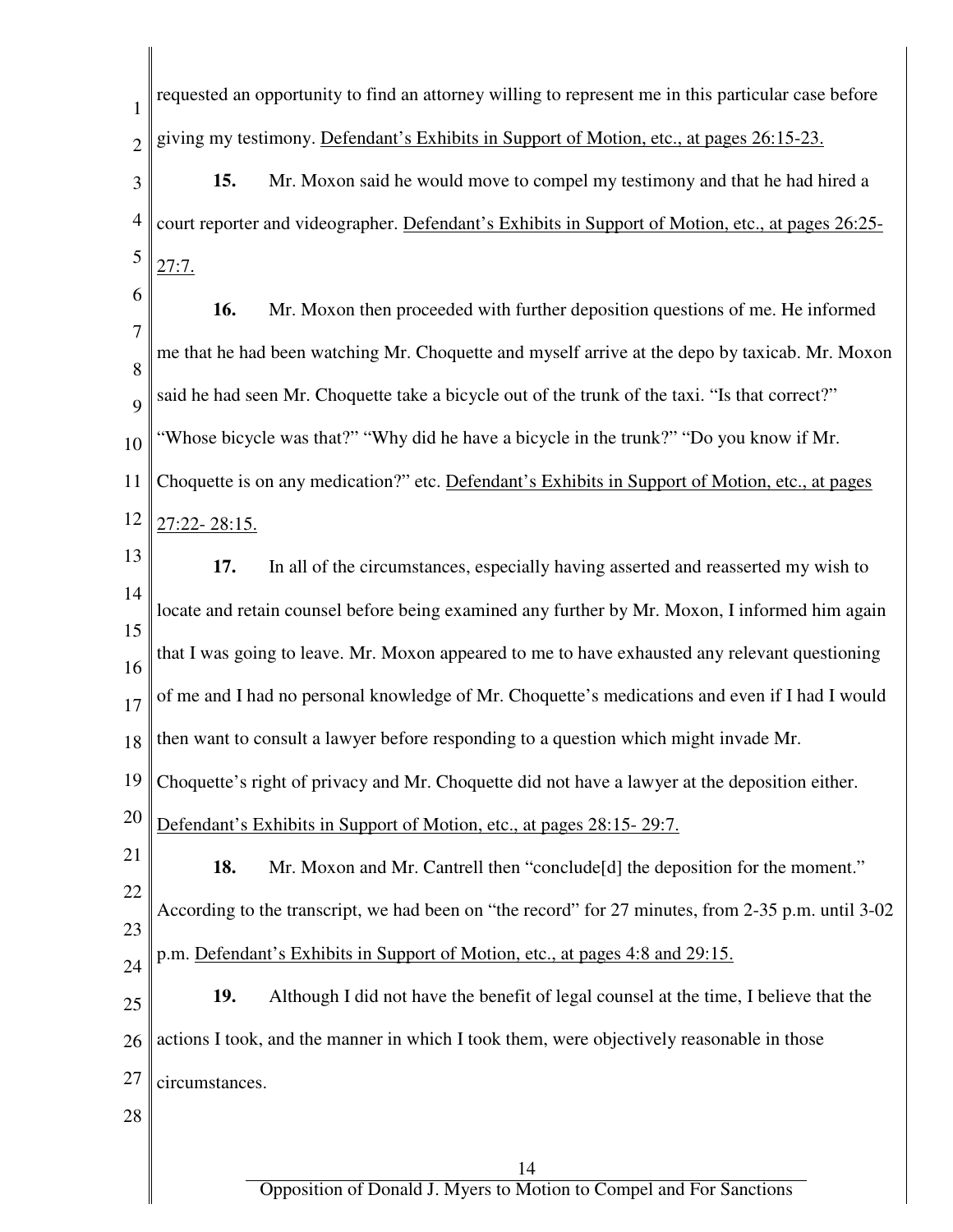requested an opportunity to find an attorney willing to represent me in this particular case before giving my testimony. Defendant's Exhibits in Support of Motion, etc., at pages 26:15-23.

**15.** Mr. Moxon said he would move to compel my testimony and that he had hired a court reporter and videographer. Defendant's Exhibits in Support of Motion, etc., at pages 26:25-27:7.

**16.** Mr. Moxon then proceeded with further deposition questions of me. He informed me that he had been watching Mr. Choquette and myself arrive at the depo by taxicab. Mr. Moxon said he had seen Mr. Choquette take a bicycle out of the trunk of the taxi. "Is that correct?" "Whose bicycle was that?" "Why did he have a bicycle in the trunk?" "Do you know if Mr. Choquette is on any medication?" etc. Defendant's Exhibits in Support of Motion, etc., at pages 27:22- 28:15.

**17.** In all of the circumstances, especially having asserted and reasserted my wish to locate and retain counsel before being examined any further by Mr. Moxon, I informed him again that I was going to leave. Mr. Moxon appeared to me to have exhausted any relevant questioning of me and I had no personal knowledge of Mr. Choquette's medications and even if I had I would then want to consult a lawyer before responding to a question which might invade Mr. Choquette's right of privacy and Mr. Choquette did not have a lawyer at the deposition either. Defendant's Exhibits in Support of Motion, etc., at pages 28:15- 29:7.

**18.** Mr. Moxon and Mr. Cantrell then "conclude[d] the deposition for the moment." According to the transcript, we had been on "the record" for 27 minutes, from 2-35 p.m. until 3-02 p.m. Defendant's Exhibits in Support of Motion, etc., at pages 4:8 and 29:15.

**19.** Although I did not have the benefit of legal counsel at the time, I believe that the actions I took, and the manner in which I took them, were objectively reasonable in those circumstances.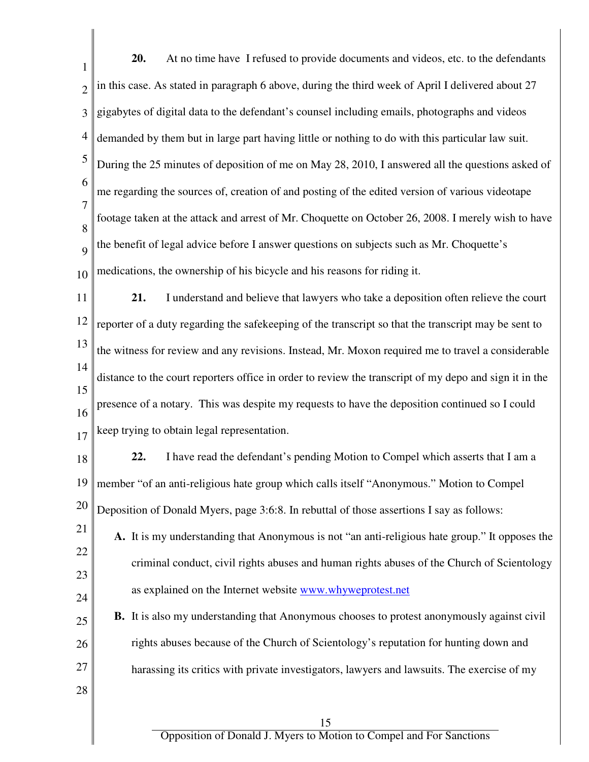**20.** At no time have I refused to provide documents and videos, etc. to the defendants in this case. As stated in paragraph 6 above, during the third week of April I delivered about 27 gigabytes of digital data to the defendant's counsel including emails, photographs and videos demanded by them but in large part having little or nothing to do with this particular law suit. During the 25 minutes of deposition of me on May 28, 2010, I answered all the questions asked of me regarding the sources of, creation of and posting of the edited version of various videotape footage taken at the attack and arrest of Mr. Choquette on October 26, 2008. I merely wish to have the benefit of legal advice before I answer questions on subjects such as Mr. Choquette's medications, the ownership of his bicycle and his reasons for riding it.

**21.** I understand and believe that lawyers who take a deposition often relieve the court reporter of a duty regarding the safekeeping of the transcript so that the transcript may be sent to the witness for review and any revisions. Instead, Mr. Moxon required me to travel a considerable distance to the court reporters office in order to review the transcript of my depo and sign it in the presence of a notary. This was despite my requests to have the deposition continued so I could keep trying to obtain legal representation.

**22.** I have read the defendant's pending Motion to Compel which asserts that I am a member "of an anti-religious hate group which calls itself "Anonymous." Motion to Compel Deposition of Donald Myers, page 3:6:8. In rebuttal of those assertions I say as follows:

- **A.** It is my understanding that Anonymous is not "an anti-religious hate group." It opposes the criminal conduct, civil rights abuses and human rights abuses of the Church of Scientology as explained on the Internet website www.whyweprotest.net
- **B.** It is also my understanding that Anonymous chooses to protest anonymously against civil rights abuses because of the Church of Scientology's reputation for hunting down and harassing its critics with private investigators, lawyers and lawsuits. The exercise of my

Opposition of Donald J. Myers to Motion to Compel and For Sanctions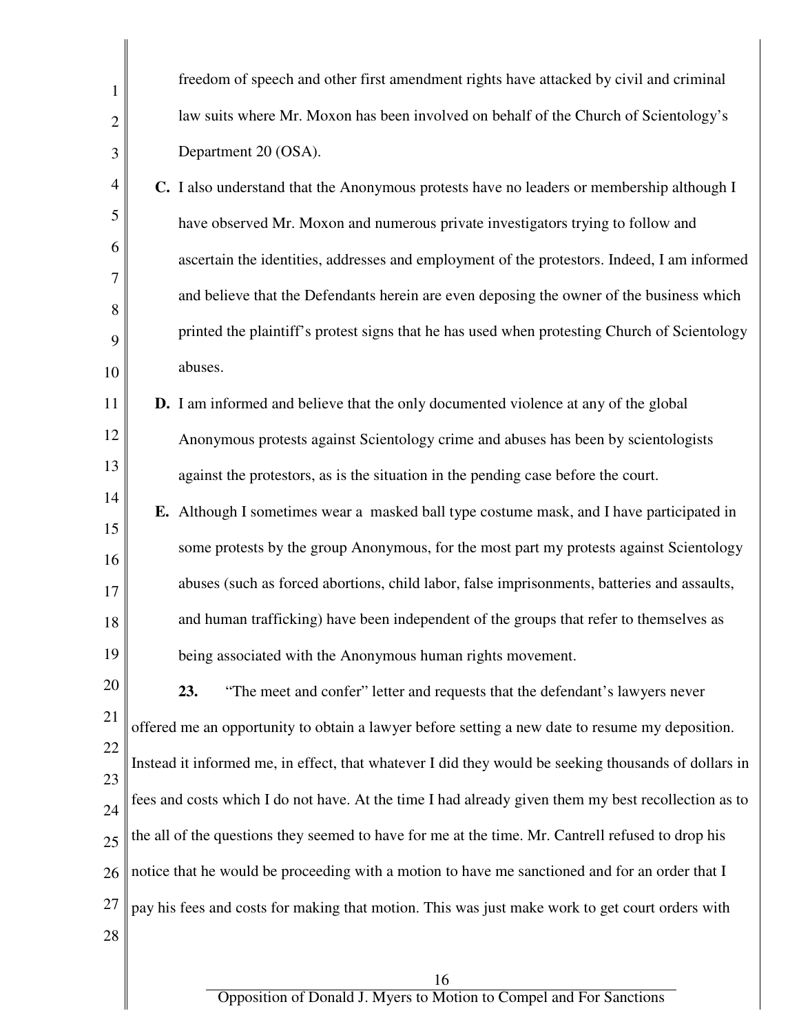freedom of speech and other first amendment rights have attacked by civil and criminal law suits where Mr. Moxon has been involved on behalf of the Church of Scientology's Department 20 (OSA).

**C.** I also understand that the Anonymous protests have no leaders or membership although I have observed Mr. Moxon and numerous private investigators trying to follow and ascertain the identities, addresses and employment of the protestors. Indeed, I am informed and believe that the Defendants herein are even deposing the owner of the business which printed the plaintiff's protest signs that he has used when protesting Church of Scientology abuses.

**D.** I am informed and believe that the only documented violence at any of the global Anonymous protests against Scientology crime and abuses has been by scientologists against the protestors, as is the situation in the pending case before the court.

**E.** Although I sometimes wear a masked ball type costume mask, and I have participated in some protests by the group Anonymous, for the most part my protests against Scientology abuses (such as forced abortions, child labor, false imprisonments, batteries and assaults, and human trafficking) have been independent of the groups that refer to themselves as being associated with the Anonymous human rights movement.

**23.** "The meet and confer" letter and requests that the defendant's lawyers never offered me an opportunity to obtain a lawyer before setting a new date to resume my deposition. Instead it informed me, in effect, that whatever I did they would be seeking thousands of dollars in fees and costs which I do not have. At the time I had already given them my best recollection as to the all of the questions they seemed to have for me at the time. Mr. Cantrell refused to drop his notice that he would be proceeding with a motion to have me sanctioned and for an order that I pay his fees and costs for making that motion. This was just make work to get court orders with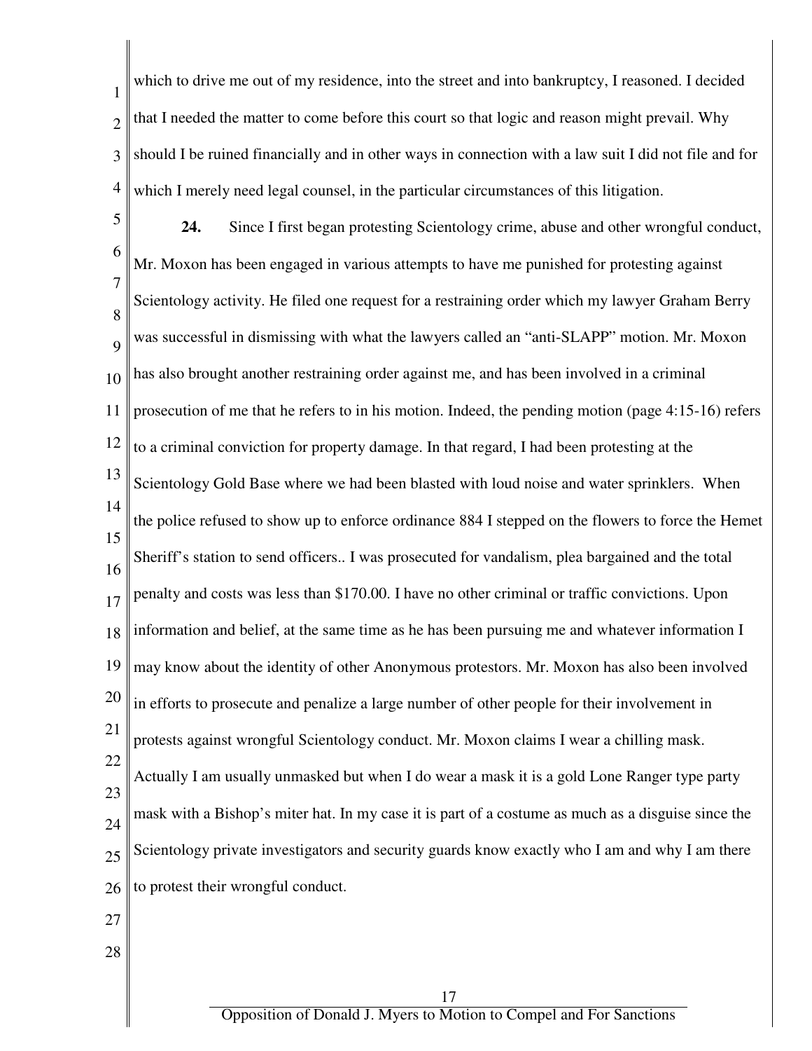which to drive me out of my residence, into the street and into bankruptcy, I reasoned. I decided that I needed the matter to come before this court so that logic and reason might prevail. Why should I be ruined financially and in other ways in connection with a law suit I did not file and for which I merely need legal counsel, in the particular circumstances of this litigation.

**24.** Since I first began protesting Scientology crime, abuse and other wrongful conduct, Mr. Moxon has been engaged in various attempts to have me punished for protesting against Scientology activity. He filed one request for a restraining order which my lawyer Graham Berry was successful in dismissing with what the lawyers called an "anti-SLAPP" motion. Mr. Moxon has also brought another restraining order against me, and has been involved in a criminal prosecution of me that he refers to in his motion. Indeed, the pending motion (page 4:15-16) refers to a criminal conviction for property damage. In that regard, I had been protesting at the Scientology Gold Base where we had been blasted with loud noise and water sprinklers. When the police refused to show up to enforce ordinance 884 I stepped on the flowers to force the Hemet Sheriff's station to send officers.. I was prosecuted for vandalism, plea bargained and the total penalty and costs was less than $170.00. I have no other criminal or traffic convictions. Upon information and belief, at the same time as he has been pursuing me and whatever information I may know about the identity of other Anonymous protestors. Mr. Moxon has also been involved in efforts to prosecute and penalize a large number of other people for their involvement in protests against wrongful Scientology conduct. Mr. Moxon claims I wear a chilling mask. Actually I am usually unmasked but when I do wear a mask it is a gold Lone Ranger type party mask with a Bishop's miter hat. In my case it is part of a costume as much as a disguise since the Scientology private investigators and security guards know exactly who I am and why I am there to protest their wrongful conduct.

Opposition of Donald J. Myers to Motion to Compel and For Sanctions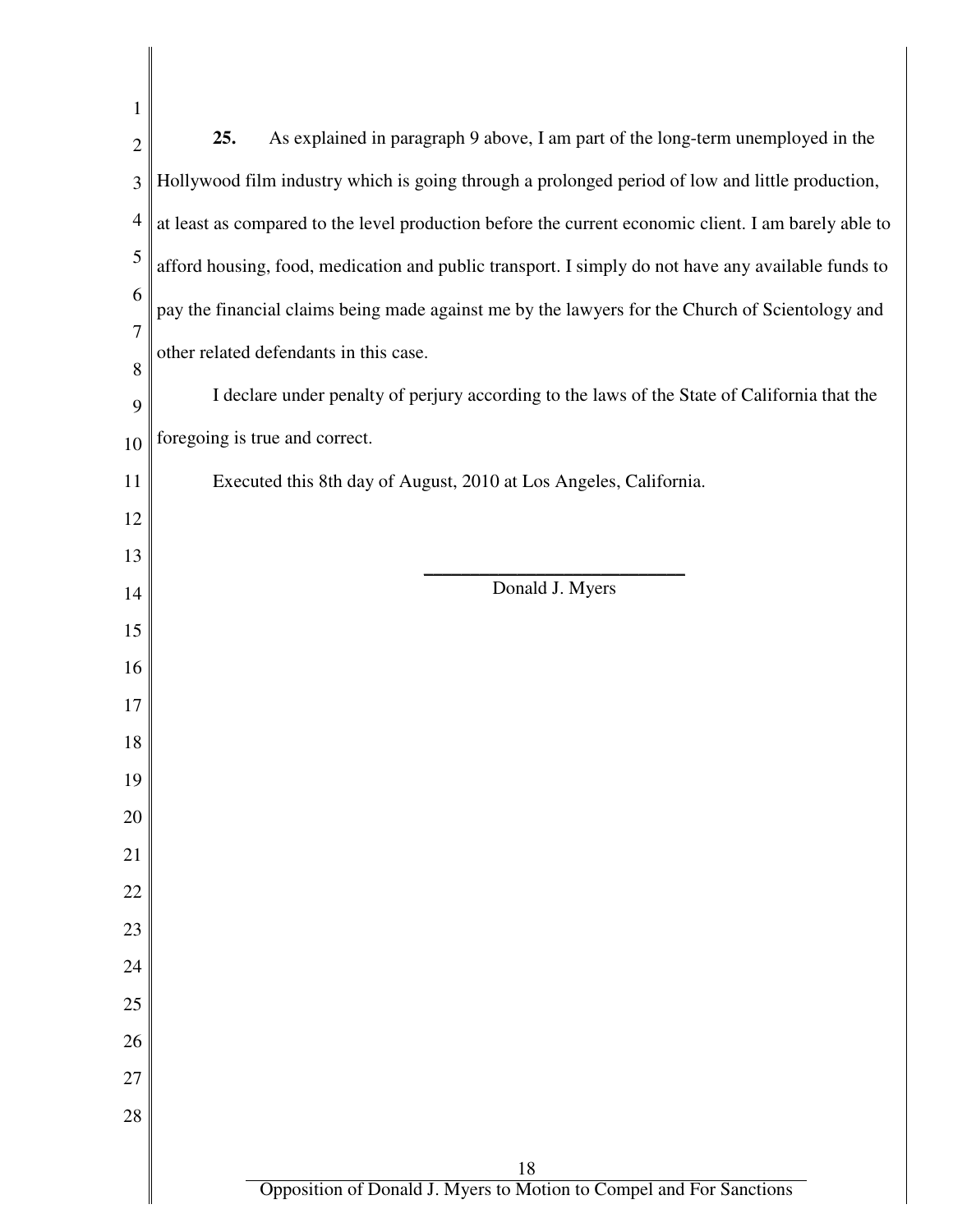**25.** As explained in paragraph 9 above, I am part of the long-term unemployed in the Hollywood film industry which is going through a prolonged period of low and little production, at least as compared to the level production before the current economic client. I am barely able to afford housing, food, medication and public transport. I simply do not have any available funds to pay the financial claims being made against me by the lawyers for the Church of Scientology and other related defendants in this case.

I declare under penalty of perjury according to the laws of the State of California that the foregoing is true and correct.

Executed this 8th day of August, 2010 at Los Angeles, California.

\_\_\_\_\_\_\_\_\_\_\_\_\_\_\_\_\_\_\_\_\_\_\_\_\_\_\_\_\_\_

Donald J. Myers

Opposition of Donald J. Myers to Motion to Compel and For Sanctions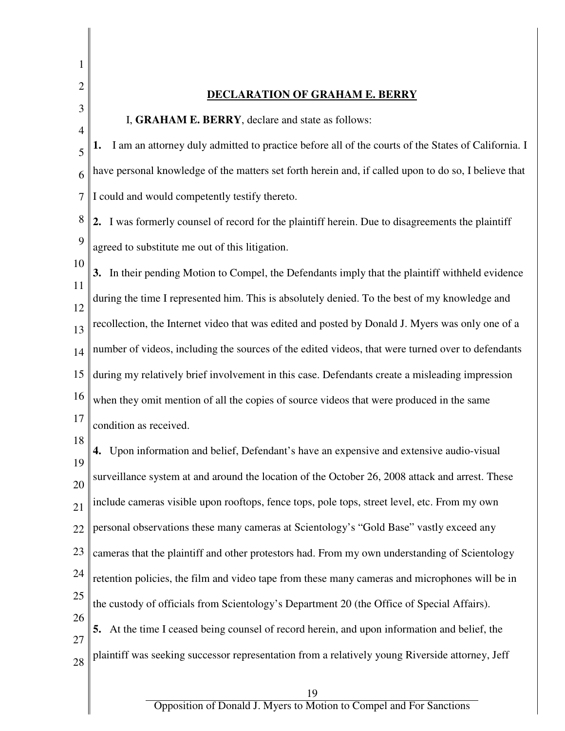## DECLARATION OF GRAHAM E. BERRY

I, **GRAHAM E. BERRY**, declare and state as follows:

**1.** I am an attorney duly admitted to practice before all of the courts of the States of California. I have personal knowledge of the matters set forth herein and, if called upon to do so, I believe that I could and would competently testify thereto.

**2.** I was formerly counsel of record for the plaintiff herein. Due to disagreements the plaintiff agreed to substitute me out of this litigation.

**3.** In their pending Motion to Compel, the Defendants imply that the plaintiff withheld evidence during the time I represented him. This is absolutely denied. To the best of my knowledge and recollection, the Internet video that was edited and posted by Donald J. Myers was only one of a number of videos, including the sources of the edited videos, that were turned over to defendants during my relatively brief involvement in this case. Defendants create a misleading impression when they omit mention of all the copies of source videos that were produced in the same condition as received.

**4.** Upon information and belief, Defendant's have an expensive and extensive audio-visual surveillance system at and around the location of the October 26, 2008 attack and arrest. These include cameras visible upon rooftops, fence tops, pole tops, street level, etc. From my own personal observations these many cameras at Scientology's "Gold Base" vastly exceed any cameras that the plaintiff and other protestors had. From my own understanding of Scientology retention policies, the film and video tape from these many cameras and microphones will be in the custody of officials from Scientology's Department 20 (the Office of Special Affairs).

**5.** At the time I ceased being counsel of record herein, and upon information and belief, the plaintiff was seeking successor representation from a relatively young Riverside attorney, Jeff

Opposition of Donald J. Myers to Motion to Compel and For Sanctions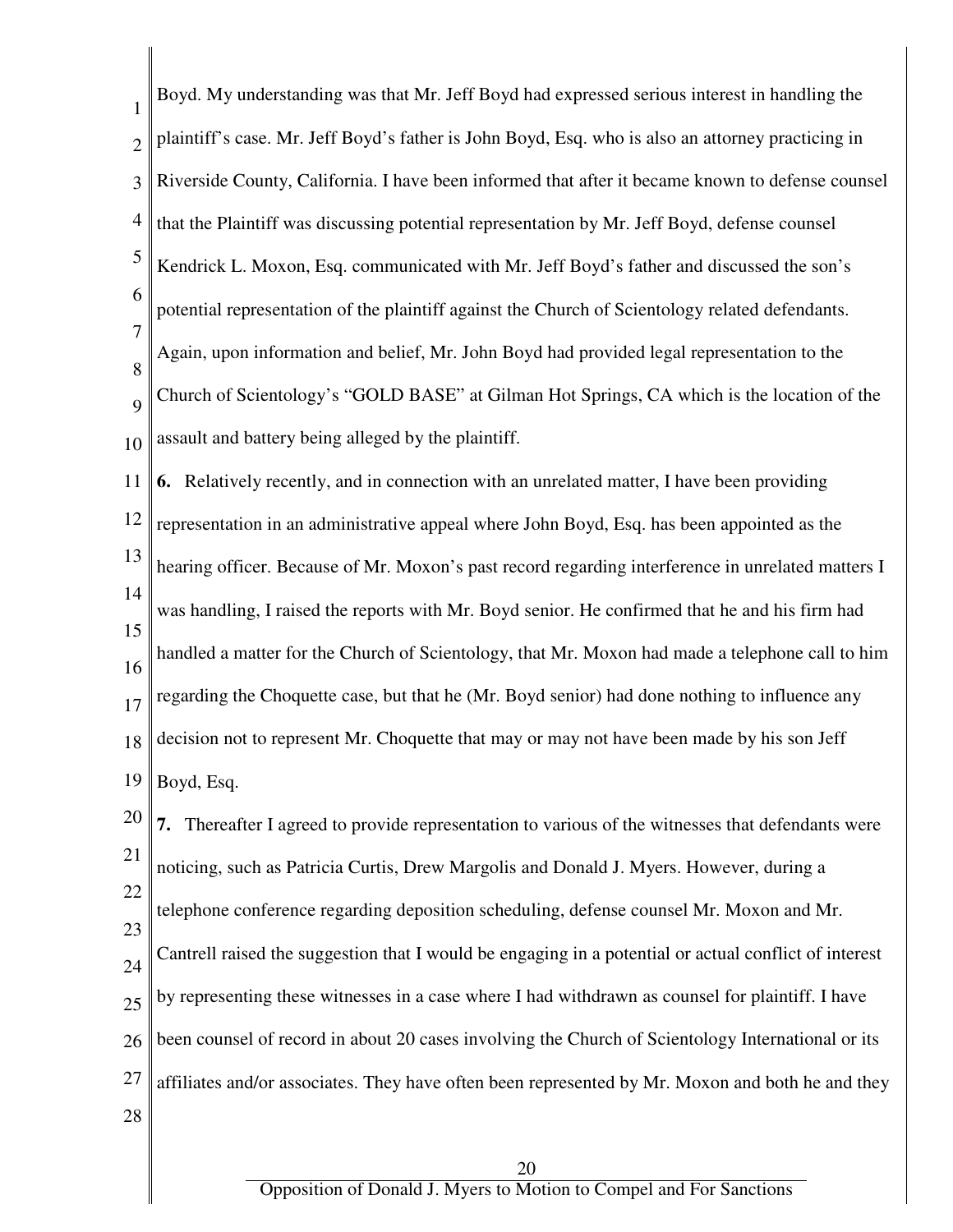Boyd. My understanding was that Mr. Jeff Boyd had expressed serious interest in handling the plaintiff's case. Mr. Jeff Boyd's father is John Boyd, Esq. who is also an attorney practicing in Riverside County, California. I have been informed that after it became known to defense counsel that the Plaintiff was discussing potential representation by Mr. Jeff Boyd, defense counsel Kendrick L. Moxon, Esq. communicated with Mr. Jeff Boyd's father and discussed the son's potential representation of the plaintiff against the Church of Scientology related defendants. Again, upon information and belief, Mr. John Boyd had provided legal representation to the Church of Scientology's "GOLD BASE" at Gilman Hot Springs, CA which is the location of the assault and battery being alleged by the plaintiff.

**6.** Relatively recently, and in connection with an unrelated matter, I have been providing representation in an administrative appeal where John Boyd, Esq. has been appointed as the hearing officer. Because of Mr. Moxon's past record regarding interference in unrelated matters I was handling, I raised the reports with Mr. Boyd senior. He confirmed that he and his firm had handled a matter for the Church of Scientology, that Mr. Moxon had made a telephone call to him regarding the Choquette case, but that he (Mr. Boyd senior) had done nothing to influence any decision not to represent Mr. Choquette that may or may not have been made by his son Jeff Boyd, Esq.

**7.** Thereafter I agreed to provide representation to various of the witnesses that defendants were noticing, such as Patricia Curtis, Drew Margolis and Donald J. Myers. However, during a telephone conference regarding deposition scheduling, defense counsel Mr. Moxon and Mr. Cantrell raised the suggestion that I would be engaging in a potential or actual conflict of interest by representing these witnesses in a case where I had withdrawn as counsel for plaintiff. I have been counsel of record in about 20 cases involving the Church of Scientology International or its affiliates and/or associates. They have often been represented by Mr. Moxon and both he and they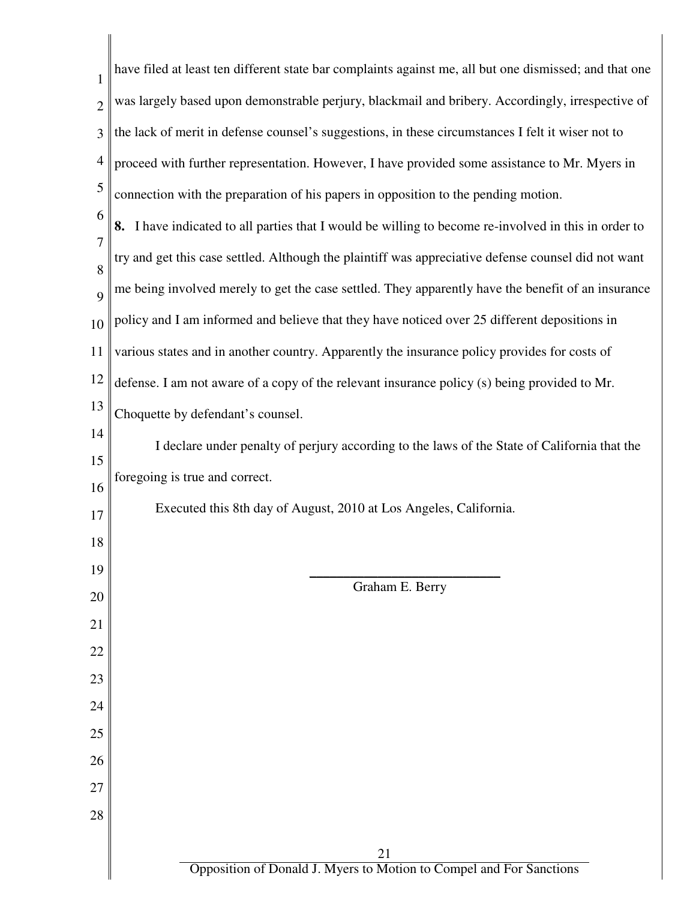have filed at least ten different state bar complaints against me, all but one dismissed; and that one was largely based upon demonstrable perjury, blackmail and bribery. Accordingly, irrespective of the lack of merit in defense counsel's suggestions, in these circumstances I felt it wiser not to proceed with further representation. However, I have provided some assistance to Mr. Myers in connection with the preparation of his papers in opposition to the pending motion.

**8.** I have indicated to all parties that I would be willing to become re-involved in this in order to try and get this case settled. Although the plaintiff was appreciative defense counsel did not want me being involved merely to get the case settled. They apparently have the benefit of an insurance policy and I am informed and believe that they have noticed over 25 different depositions in various states and in another country. Apparently the insurance policy provides for costs of defense. I am not aware of a copy of the relevant insurance policy (s) being provided to Mr. Choquette by defendant's counsel.

I declare under penalty of perjury according to the laws of the State of California that the foregoing is true and correct.

Executed this 8th day of August, 2010 at Los Angeles, California.

\_\_\_\_\_\_\_\_\_\_\_\_\_\_\_\_\_\_\_\_\_\_\_\_\_\_\_\_

Graham E. Berry

Opposition of Donald J. Myers to Motion to Compel and For Sanctions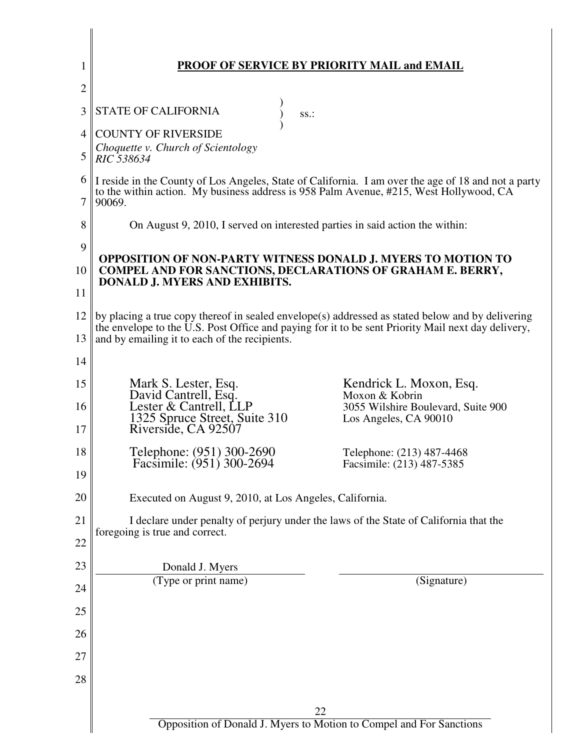# PROOF OF SERVICE BY PRIORITY MAIL and EMAIL

STATE OF CALIFORNIA )
) ss.:
COUNTY OF RIVERSIDE )

*Choquette v. Church of Scientology*
*RIC 538634*

I reside in the County of Los Angeles, State of California. I am over the age of 18 and not a party to the within action. My business address is 958 Palm Avenue, #215, West Hollywood, CA 90069.

On August 9, 2010, I served on interested parties in said action the within:

**OPPOSITION OF NON-PARTY WITNESS DONALD J. MYERS TO MOTION TO COMPEL AND FOR SANCTIONS, DECLARATIONS OF GRAHAM E. BERRY, DONALD J. MYERS AND EXHIBITS.**

by placing a true copy thereof in sealed envelope(s) addressed as stated below and by delivering the envelope to the U.S. Post Office and paying for it to be sent Priority Mail next day delivery, and by emailing it to each of the recipients.

Mark S. Lester, Esq.
David Cantrell, Esq.
Lester & Cantrell, LLP
1325 Spruce Street, Suite 310
Riverside, CA 92507

Telephone: (951) 300-2690
Facsimile: (951) 300-2694

Kendrick L. Moxon, Esq.
Moxon & Kobrin
3055 Wilshire Boulevard, Suite 900
Los Angeles, CA 90010

Telephone: (213) 487-4468
Facsimile: (213) 487-5385

Executed on August 9, 2010, at Los Angeles, California.

I declare under penalty of perjury under the laws of the State of California that the foregoing is true and correct.

Donald J. Myers
(Type or print name)

(Signature)

Opposition of Donald J. Myers to Motion to Compel and For Sanctions